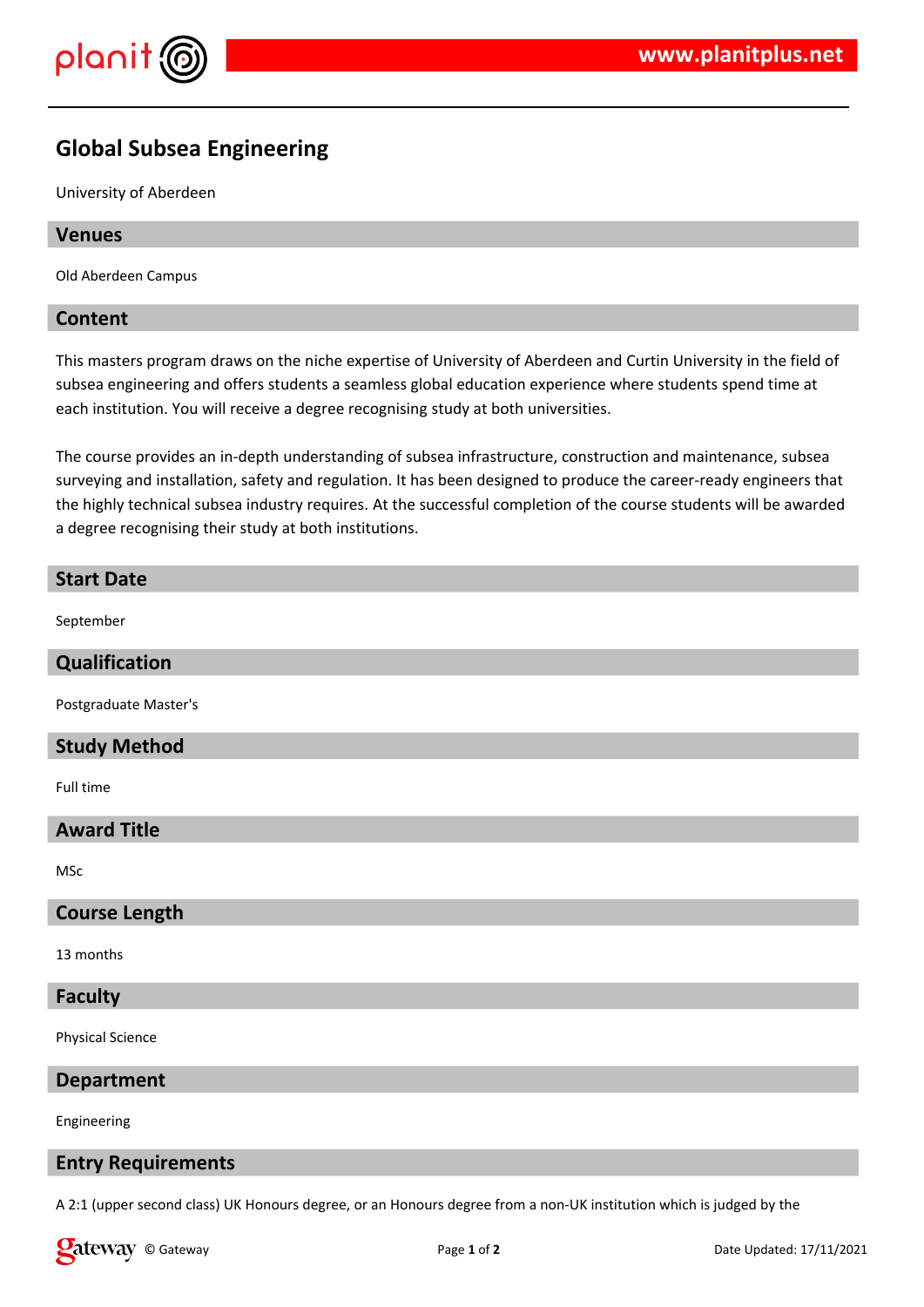# Global Subsea Engineering

University of Aberdeen

## Venues

Old Aberdeen Campus

## Content

This masters program draws on the niche expertise of University of Aberdeen and Curtin University in the field of subsea engineering and offers students a seamless global education experience where students spend time at each institution. You will receive a degree recognising study at both universities.

The course provides an in-depth understanding of subsea infrastructure, construction and maintenance, subsea surveying and installation, safety and regulation. It has been designed to produce the career-ready engineers that the highly technical subsea industry requires. At the successful completion of the course students will be awarded a degree recognising their study at both institutions.

## Start Date

September

## Qualification

Postgraduate Master's

## Study Method

Full time

## Award Title

MSc

## Course Length

13 months

## Faculty

Physical Science

## Department

Engineering

## Entry Requirements

A 2:1 (upper second class) UK Honours degree, or an Honours degree from a non-UK institution which is judged by the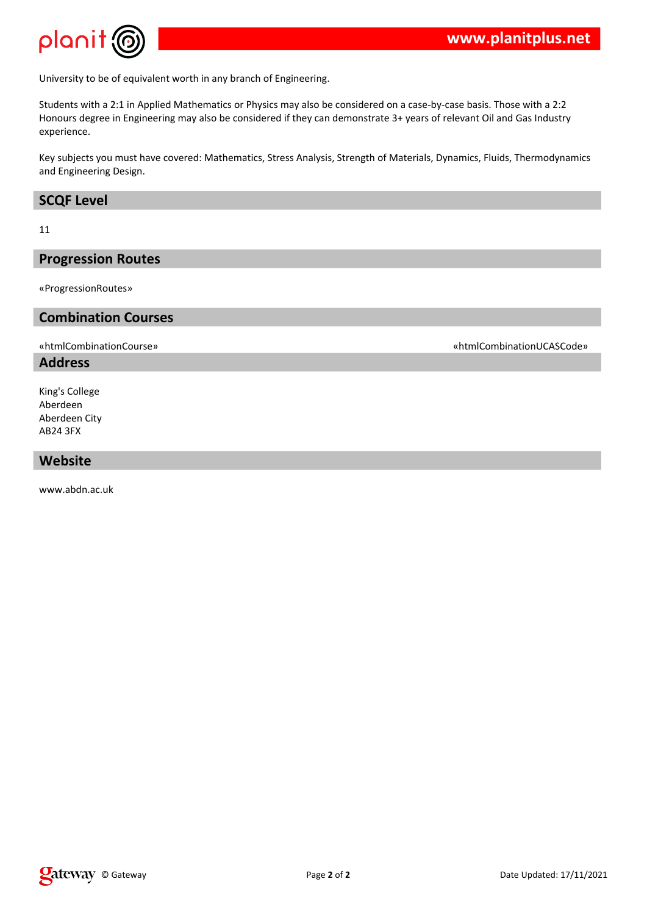University to be of equivalent worth in any branch of Engineering.

Students with a 2:1 in Applied Mathematics or Physics may also be considered on a case-by-case basis. Those with a 2:2 Honours degree in Engineering may also be considered if they can demonstrate 3+ years of relevant Oil and Gas Industry experience.

Key subjects you must have covered: Mathematics, Stress Analysis, Strength of Materials, Dynamics, Fluids, Thermodynamics and Engineering Design.

## SCQF Level

11

## Progression Routes

«ProgressionRoutes»

## Combination Courses

«htmlCombinationCourse» «htmlCombinationUCASCode»

## Address

King's College
Aberdeen
Aberdeen City
AB24 3FX

## Website

www.abdn.ac.uk